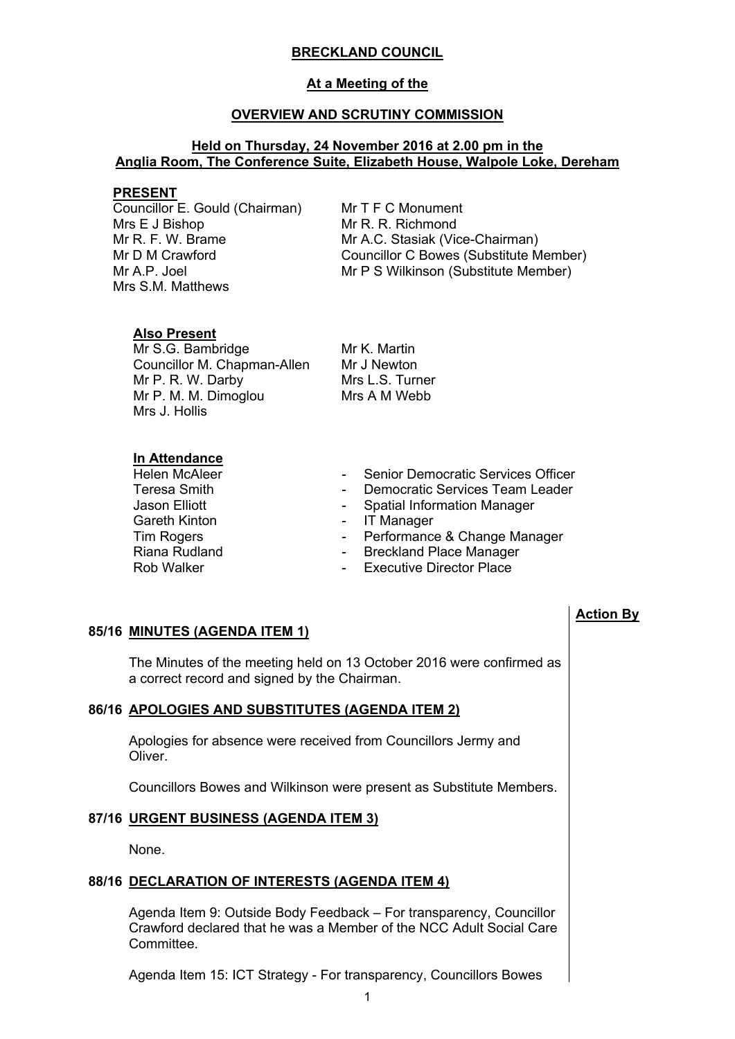**BRECKLAND COUNCIL**

**At a Meeting of the**

**OVERVIEW AND SCRUTINY COMMISSION**

**Held on Thursday, 24 November 2016 at 2.00 pm in the Anglia Room, The Conference Suite, Elizabeth House, Walpole Loke, Dereham**

**PRESENT**

Councillor E. Gould (Chairman)
Mrs E J Bishop
Mr R. F. W. Brame
Mr D M Crawford
Mr A.P. Joel
Mrs S.M. Matthews
Mr T F C Monument
Mr R. R. Richmond
Mr A.C. Stasiak (Vice-Chairman)
Councillor C Bowes (Substitute Member)
Mr P S Wilkinson (Substitute Member)

**Also Present**

Mr S.G. Bambridge
Councillor M. Chapman-Allen
Mr P. R. W. Darby
Mr P. M. M. Dimoglou
Mrs J. Hollis
Mr K. Martin
Mr J Newton
Mrs L.S. Turner
Mrs A M Webb

**In Attendance**

| | | |
|---|---|---|
| Helen McAleer | - | Senior Democratic Services Officer |
| Teresa Smith | - | Democratic Services Team Leader |
| Jason Elliott | - | Spatial Information Manager |
| Gareth Kinton | - | IT Manager |
| Tim Rogers | - | Performance & Change Manager |
| Riana Rudland | - | Breckland Place Manager |
| Rob Walker | - | Executive Director Place |

**Action By**

**85/16 MINUTES (AGENDA ITEM 1)**

The Minutes of the meeting held on 13 October 2016 were confirmed as a correct record and signed by the Chairman.

**86/16 APOLOGIES AND SUBSTITUTES (AGENDA ITEM 2)**

Apologies for absence were received from Councillors Jermy and Oliver.

Councillors Bowes and Wilkinson were present as Substitute Members.

**87/16 URGENT BUSINESS (AGENDA ITEM 3)**

None.

**88/16 DECLARATION OF INTERESTS (AGENDA ITEM 4)**

Agenda Item 9: Outside Body Feedback – For transparency, Councillor Crawford declared that he was a Member of the NCC Adult Social Care Committee.

Agenda Item 15: ICT Strategy - For transparency, Councillors Bowes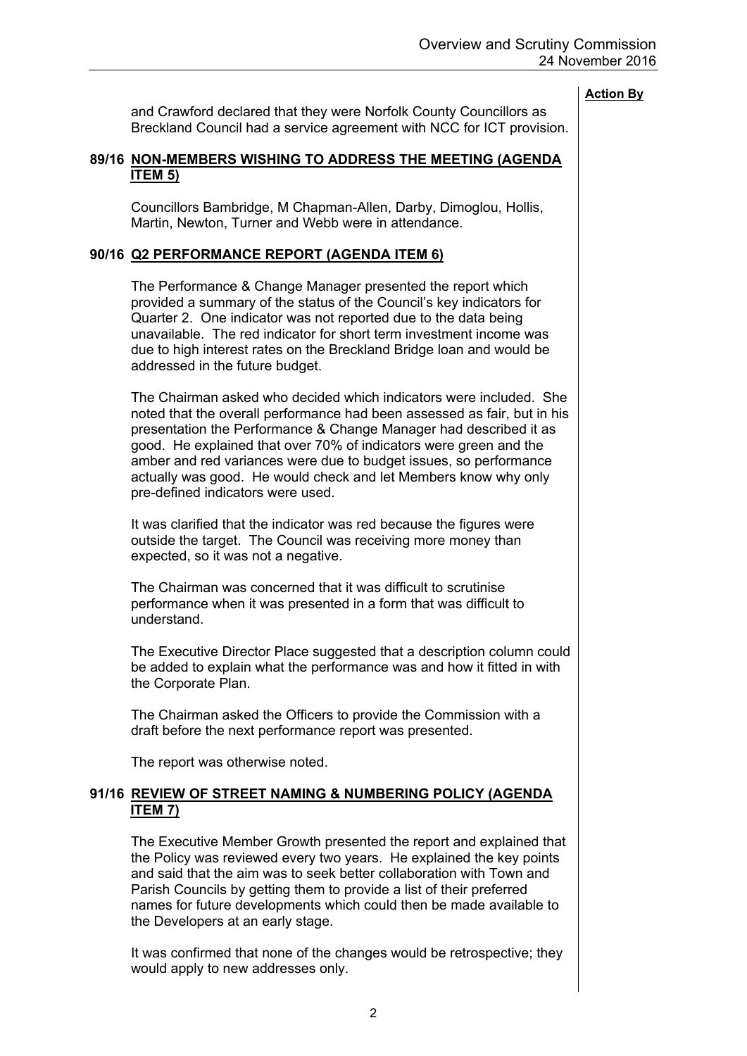**Action By**

and Crawford declared that they were Norfolk County Councillors as Breckland Council had a service agreement with NCC for ICT provision.

## 89/16 NON-MEMBERS WISHING TO ADDRESS THE MEETING (AGENDA ITEM 5)

Councillors Bambridge, M Chapman-Allen, Darby, Dimoglou, Hollis, Martin, Newton, Turner and Webb were in attendance.

## 90/16 Q2 PERFORMANCE REPORT (AGENDA ITEM 6)

The Performance & Change Manager presented the report which provided a summary of the status of the Council's key indicators for Quarter 2. One indicator was not reported due to the data being unavailable. The red indicator for short term investment income was due to high interest rates on the Breckland Bridge loan and would be addressed in the future budget.

The Chairman asked who decided which indicators were included. She noted that the overall performance had been assessed as fair, but in his presentation the Performance & Change Manager had described it as good. He explained that over 70% of indicators were green and the amber and red variances were due to budget issues, so performance actually was good. He would check and let Members know why only pre-defined indicators were used.

It was clarified that the indicator was red because the figures were outside the target. The Council was receiving more money than expected, so it was not a negative.

The Chairman was concerned that it was difficult to scrutinise performance when it was presented in a form that was difficult to understand.

The Executive Director Place suggested that a description column could be added to explain what the performance was and how it fitted in with the Corporate Plan.

The Chairman asked the Officers to provide the Commission with a draft before the next performance report was presented.

The report was otherwise noted.

## 91/16 REVIEW OF STREET NAMING & NUMBERING POLICY (AGENDA ITEM 7)

The Executive Member Growth presented the report and explained that the Policy was reviewed every two years. He explained the key points and said that the aim was to seek better collaboration with Town and Parish Councils by getting them to provide a list of their preferred names for future developments which could then be made available to the Developers at an early stage.

It was confirmed that none of the changes would be retrospective; they would apply to new addresses only.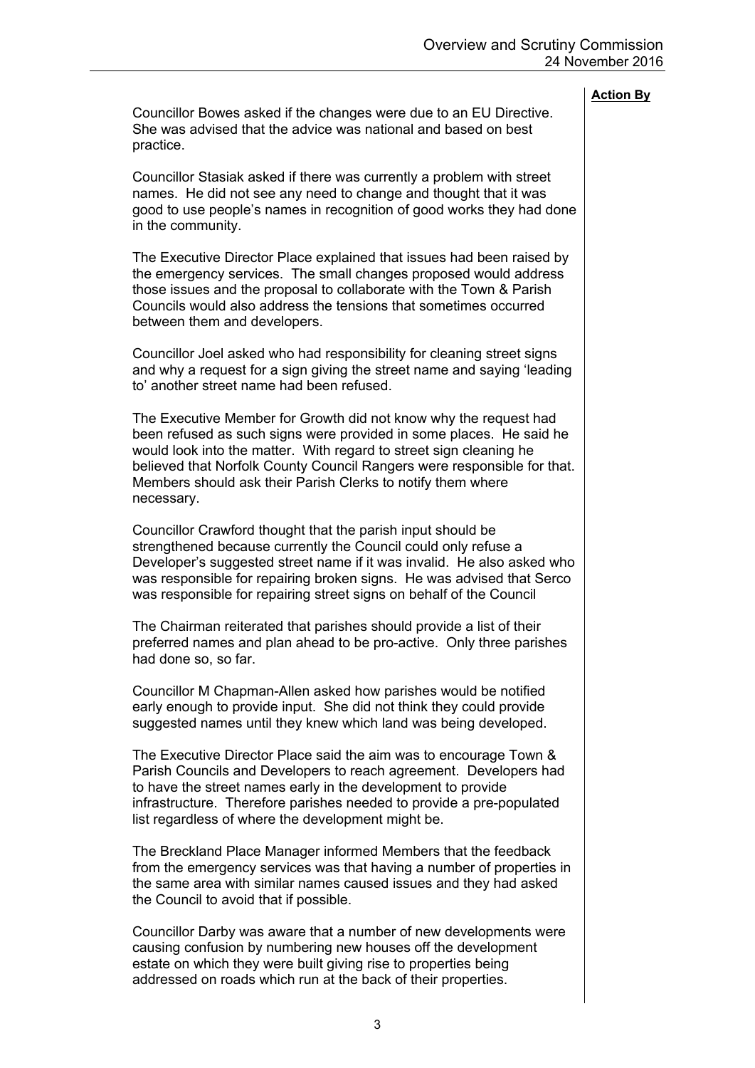**Action By**

Councillor Bowes asked if the changes were due to an EU Directive. She was advised that the advice was national and based on best practice.

Councillor Stasiak asked if there was currently a problem with street names. He did not see any need to change and thought that it was good to use people's names in recognition of good works they had done in the community.

The Executive Director Place explained that issues had been raised by the emergency services. The small changes proposed would address those issues and the proposal to collaborate with the Town & Parish Councils would also address the tensions that sometimes occurred between them and developers.

Councillor Joel asked who had responsibility for cleaning street signs and why a request for a sign giving the street name and saying 'leading to' another street name had been refused.

The Executive Member for Growth did not know why the request had been refused as such signs were provided in some places. He said he would look into the matter. With regard to street sign cleaning he believed that Norfolk County Council Rangers were responsible for that. Members should ask their Parish Clerks to notify them where necessary.

Councillor Crawford thought that the parish input should be strengthened because currently the Council could only refuse a Developer's suggested street name if it was invalid. He also asked who was responsible for repairing broken signs. He was advised that Serco was responsible for repairing street signs on behalf of the Council

The Chairman reiterated that parishes should provide a list of their preferred names and plan ahead to be pro-active. Only three parishes had done so, so far.

Councillor M Chapman-Allen asked how parishes would be notified early enough to provide input. She did not think they could provide suggested names until they knew which land was being developed.

The Executive Director Place said the aim was to encourage Town & Parish Councils and Developers to reach agreement. Developers had to have the street names early in the development to provide infrastructure. Therefore parishes needed to provide a pre-populated list regardless of where the development might be.

The Breckland Place Manager informed Members that the feedback from the emergency services was that having a number of properties in the same area with similar names caused issues and they had asked the Council to avoid that if possible.

Councillor Darby was aware that a number of new developments were causing confusion by numbering new houses off the development estate on which they were built giving rise to properties being addressed on roads which run at the back of their properties.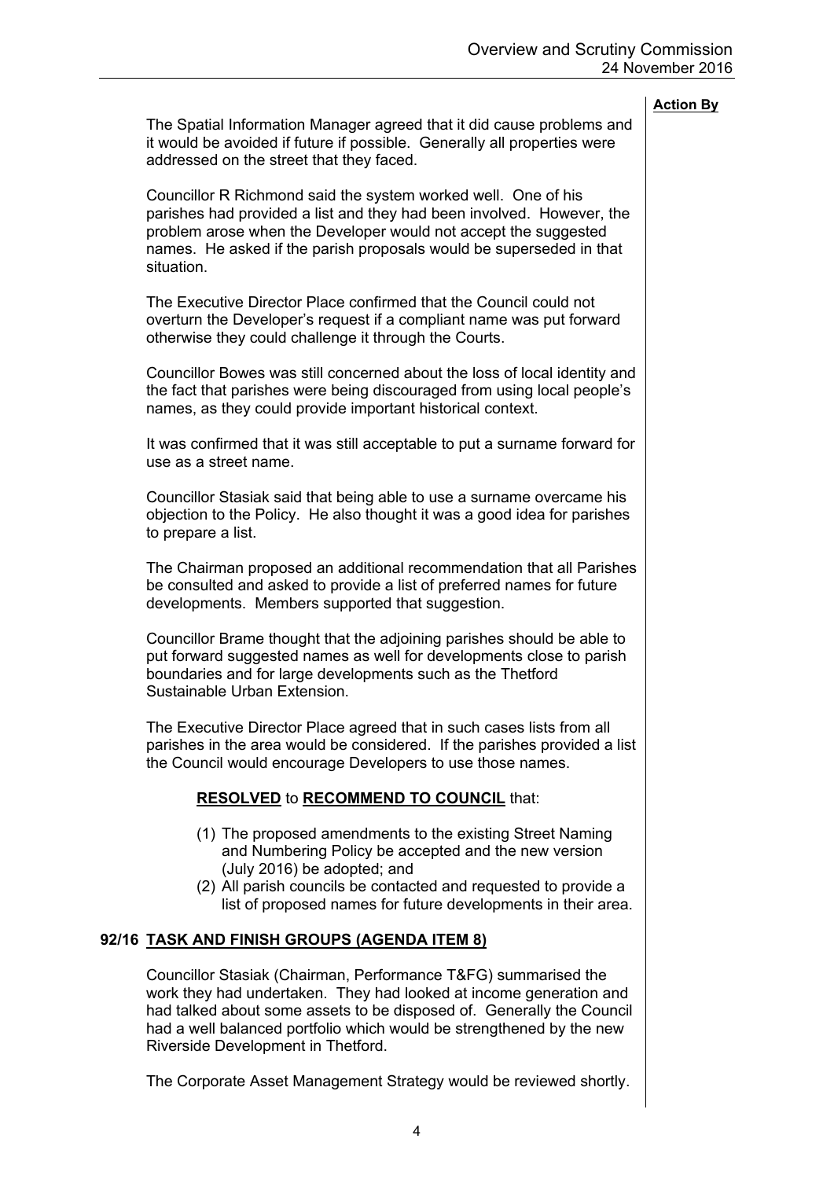**Action By**

The Spatial Information Manager agreed that it did cause problems and it would be avoided if future if possible. Generally all properties were addressed on the street that they faced.

Councillor R Richmond said the system worked well. One of his parishes had provided a list and they had been involved. However, the problem arose when the Developer would not accept the suggested names. He asked if the parish proposals would be superseded in that situation.

The Executive Director Place confirmed that the Council could not overturn the Developer's request if a compliant name was put forward otherwise they could challenge it through the Courts.

Councillor Bowes was still concerned about the loss of local identity and the fact that parishes were being discouraged from using local people's names, as they could provide important historical context.

It was confirmed that it was still acceptable to put a surname forward for use as a street name.

Councillor Stasiak said that being able to use a surname overcame his objection to the Policy. He also thought it was a good idea for parishes to prepare a list.

The Chairman proposed an additional recommendation that all Parishes be consulted and asked to provide a list of preferred names for future developments. Members supported that suggestion.

Councillor Brame thought that the adjoining parishes should be able to put forward suggested names as well for developments close to parish boundaries and for large developments such as the Thetford Sustainable Urban Extension.

The Executive Director Place agreed that in such cases lists from all parishes in the area would be considered. If the parishes provided a list the Council would encourage Developers to use those names.

**RESOLVED** to **RECOMMEND TO COUNCIL** that:

(1) The proposed amendments to the existing Street Naming and Numbering Policy be accepted and the new version (July 2016) be adopted; and
(2) All parish councils be contacted and requested to provide a list of proposed names for future developments in their area.

## 92/16 TASK AND FINISH GROUPS (AGENDA ITEM 8)

Councillor Stasiak (Chairman, Performance T&FG) summarised the work they had undertaken. They had looked at income generation and had talked about some assets to be disposed of. Generally the Council had a well balanced portfolio which would be strengthened by the new Riverside Development in Thetford.

The Corporate Asset Management Strategy would be reviewed shortly.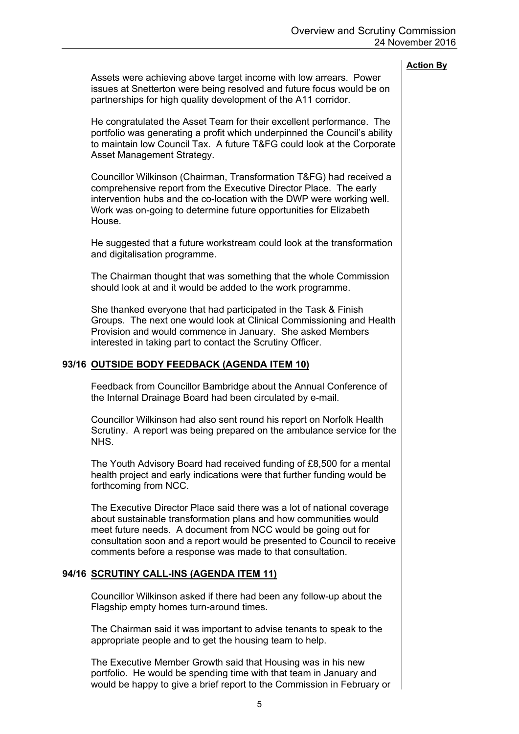**Action By**

Assets were achieving above target income with low arrears. Power issues at Snetterton were being resolved and future focus would be on partnerships for high quality development of the A11 corridor.

He congratulated the Asset Team for their excellent performance. The portfolio was generating a profit which underpinned the Council's ability to maintain low Council Tax. A future T&FG could look at the Corporate Asset Management Strategy.

Councillor Wilkinson (Chairman, Transformation T&FG) had received a comprehensive report from the Executive Director Place. The early intervention hubs and the co-location with the DWP were working well. Work was on-going to determine future opportunities for Elizabeth House.

He suggested that a future workstream could look at the transformation and digitalisation programme.

The Chairman thought that was something that the whole Commission should look at and it would be added to the work programme.

She thanked everyone that had participated in the Task & Finish Groups. The next one would look at Clinical Commissioning and Health Provision and would commence in January. She asked Members interested in taking part to contact the Scrutiny Officer.

## 93/16 OUTSIDE BODY FEEDBACK (AGENDA ITEM 10)

Feedback from Councillor Bambridge about the Annual Conference of the Internal Drainage Board had been circulated by e-mail.

Councillor Wilkinson had also sent round his report on Norfolk Health Scrutiny. A report was being prepared on the ambulance service for the NHS.

The Youth Advisory Board had received funding of £8,500 for a mental health project and early indications were that further funding would be forthcoming from NCC.

The Executive Director Place said there was a lot of national coverage about sustainable transformation plans and how communities would meet future needs. A document from NCC would be going out for consultation soon and a report would be presented to Council to receive comments before a response was made to that consultation.

## 94/16 SCRUTINY CALL-INS (AGENDA ITEM 11)

Councillor Wilkinson asked if there had been any follow-up about the Flagship empty homes turn-around times.

The Chairman said it was important to advise tenants to speak to the appropriate people and to get the housing team to help.

The Executive Member Growth said that Housing was in his new portfolio. He would be spending time with that team in January and would be happy to give a brief report to the Commission in February or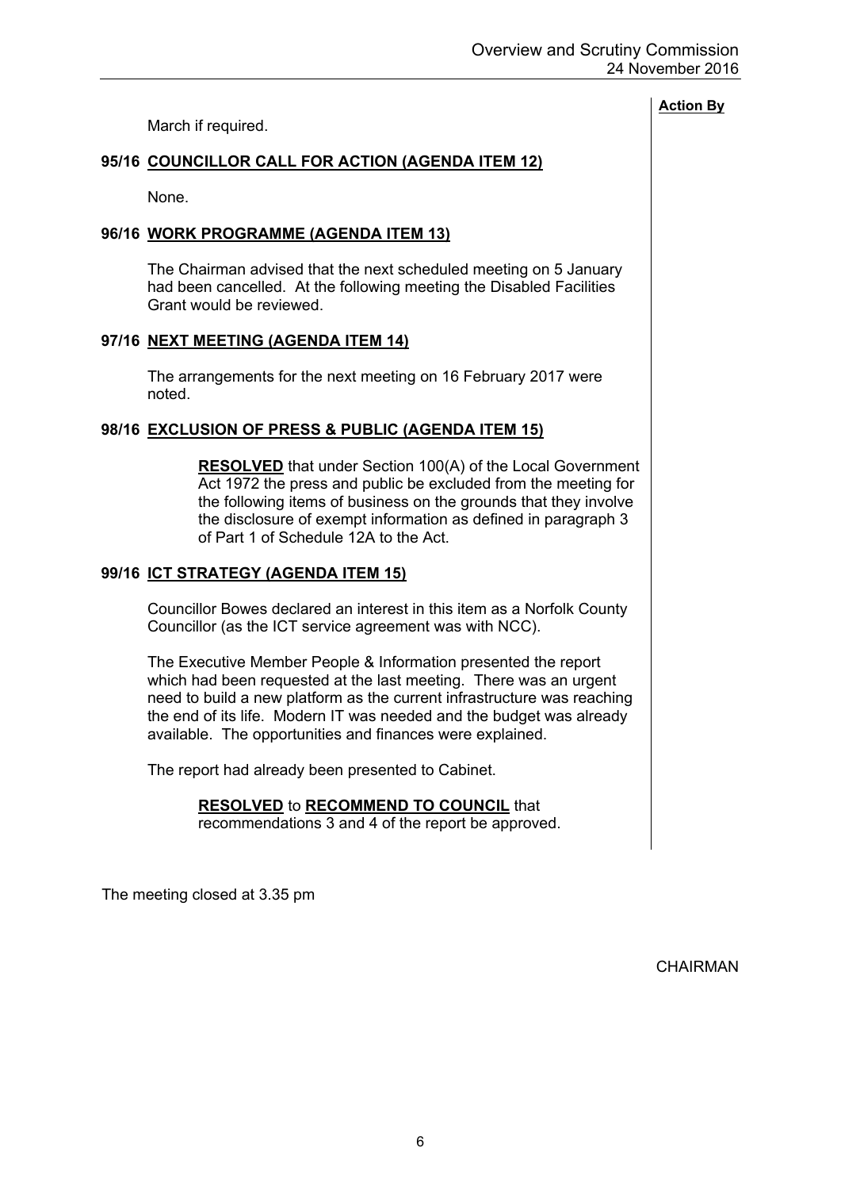**Action By**

March if required.

## 95/16 COUNCILLOR CALL FOR ACTION (AGENDA ITEM 12)

None.

## 96/16 WORK PROGRAMME (AGENDA ITEM 13)

The Chairman advised that the next scheduled meeting on 5 January had been cancelled. At the following meeting the Disabled Facilities Grant would be reviewed.

## 97/16 NEXT MEETING (AGENDA ITEM 14)

The arrangements for the next meeting on 16 February 2017 were noted.

## 98/16 EXCLUSION OF PRESS & PUBLIC (AGENDA ITEM 15)

> **RESOLVED** that under Section 100(A) of the Local Government Act 1972 the press and public be excluded from the meeting for the following items of business on the grounds that they involve the disclosure of exempt information as defined in paragraph 3 of Part 1 of Schedule 12A to the Act.

## 99/16 ICT STRATEGY (AGENDA ITEM 15)

Councillor Bowes declared an interest in this item as a Norfolk County Councillor (as the ICT service agreement was with NCC).

The Executive Member People & Information presented the report which had been requested at the last meeting. There was an urgent need to build a new platform as the current infrastructure was reaching the end of its life. Modern IT was needed and the budget was already available. The opportunities and finances were explained.

The report had already been presented to Cabinet.

> **RESOLVED** to **RECOMMEND TO COUNCIL** that recommendations 3 and 4 of the report be approved.

The meeting closed at 3.35 pm

CHAIRMAN